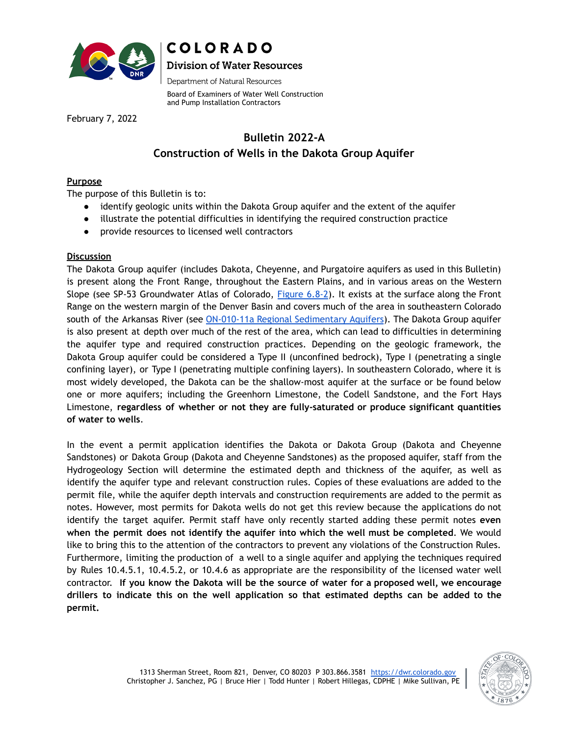COLORADO
Division of Water Resources
Department of Natural Resources

Board of Examiners of Water Well Construction and Pump Installation Contractors

February 7, 2022

## Bulletin 2022-A
## Construction of Wells in the Dakota Group Aquifer

**Purpose**

The purpose of this Bulletin is to:

- identify geologic units within the Dakota Group aquifer and the extent of the aquifer
- illustrate the potential difficulties in identifying the required construction practice
- provide resources to licensed well contractors

**Discussion**

The Dakota Group aquifer (includes Dakota, Cheyenne, and Purgatoire aquifers as used in this Bulletin) is present along the Front Range, throughout the Eastern Plains, and in various areas on the Western Slope (see SP-53 Groundwater Atlas of Colorado, [Figure 6.8-2]). It exists at the surface along the Front Range on the western margin of the Denver Basin and covers much of the area in southeastern Colorado south of the Arkansas River (see [ON-010-11a Regional Sedimentary Aquifers]). The Dakota Group aquifer is also present at depth over much of the rest of the area, which can lead to difficulties in determining the aquifer type and required construction practices. Depending on the geologic framework, the Dakota Group aquifer could be considered a Type II (unconfined bedrock), Type I (penetrating a single confining layer), or Type I (penetrating multiple confining layers). In southeastern Colorado, where it is most widely developed, the Dakota can be the shallow-most aquifer at the surface or be found below one or more aquifers; including the Greenhorn Limestone, the Codell Sandstone, and the Fort Hays Limestone, **regardless of whether or not they are fully-saturated or produce significant quantities of water to wells**.

In the event a permit application identifies the Dakota or Dakota Group (Dakota and Cheyenne Sandstones) or Dakota Group (Dakota and Cheyenne Sandstones) as the proposed aquifer, staff from the Hydrogeology Section will determine the estimated depth and thickness of the aquifer, as well as identify the aquifer type and relevant construction rules. Copies of these evaluations are added to the permit file, while the aquifer depth intervals and construction requirements are added to the permit as notes. However, most permits for Dakota wells do not get this review because the applications do not identify the target aquifer. Permit staff have only recently started adding these permit notes **even when the permit does not identify the aquifer into which the well must be completed**. We would like to bring this to the attention of the contractors to prevent any violations of the Construction Rules. Furthermore, limiting the production of a well to a single aquifer and applying the techniques required by Rules 10.4.5.1, 10.4.5.2, or 10.4.6 as appropriate are the responsibility of the licensed water well contractor. **If you know the Dakota will be the source of water for a proposed well, we encourage drillers to indicate this on the well application so that estimated depths can be added to the permit.**

1313 Sherman Street, Room 821, Denver, CO 80203 P 303.866.3581 https://dwr.colorado.gov
Christopher J. Sanchez, PG | Bruce Hier | Todd Hunter | Robert Hillegas, CDPHE | Mike Sullivan, PE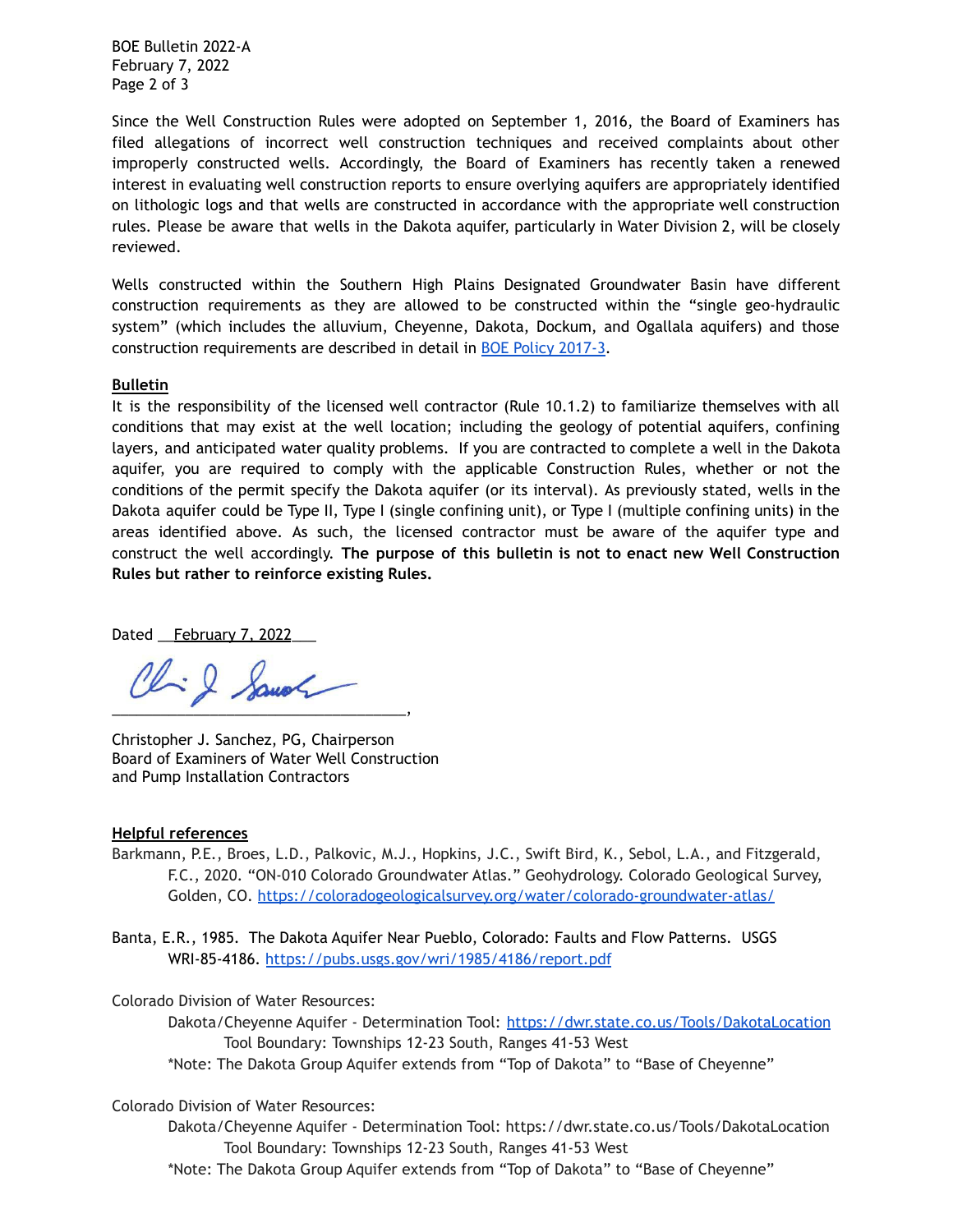Since the Well Construction Rules were adopted on September 1, 2016, the Board of Examiners has filed allegations of incorrect well construction techniques and received complaints about other improperly constructed wells. Accordingly, the Board of Examiners has recently taken a renewed interest in evaluating well construction reports to ensure overlying aquifers are appropriately identified on lithologic logs and that wells are constructed in accordance with the appropriate well construction rules. Please be aware that wells in the Dakota aquifer, particularly in Water Division 2, will be closely reviewed.

Wells constructed within the Southern High Plains Designated Groundwater Basin have different construction requirements as they are allowed to be constructed within the "single geo-hydraulic system" (which includes the alluvium, Cheyenne, Dakota, Dockum, and Ogallala aquifers) and those construction requirements are described in detail in BOE Policy 2017-3.

**Bulletin**

It is the responsibility of the licensed well contractor (Rule 10.1.2) to familiarize themselves with all conditions that may exist at the well location; including the geology of potential aquifers, confining layers, and anticipated water quality problems. If you are contracted to complete a well in the Dakota aquifer, you are required to comply with the applicable Construction Rules, whether or not the conditions of the permit specify the Dakota aquifer (or its interval). As previously stated, wells in the Dakota aquifer could be Type II, Type I (single confining unit), or Type I (multiple confining units) in the areas identified above. As such, the licensed contractor must be aware of the aquifer type and construct the well accordingly. **The purpose of this bulletin is not to enact new Well Construction Rules but rather to reinforce existing Rules.**

Dated February 7, 2022

_______________________________________,

Christopher J. Sanchez, PG, Chairperson
Board of Examiners of Water Well Construction
and Pump Installation Contractors

**Helpful references**

Barkmann, P.E., Broes, L.D., Palkovic, M.J., Hopkins, J.C., Swift Bird, K., Sebol, L.A., and Fitzgerald, F.C., 2020. "ON-010 Colorado Groundwater Atlas." Geohydrology. Colorado Geological Survey, Golden, CO. https://coloradogeologicalsurvey.org/water/colorado-groundwater-atlas/

Banta, E.R., 1985. The Dakota Aquifer Near Pueblo, Colorado: Faults and Flow Patterns. USGS WRI-85-4186. https://pubs.usgs.gov/wri/1985/4186/report.pdf

Colorado Division of Water Resources:
Dakota/Cheyenne Aquifer - Determination Tool: https://dwr.state.co.us/Tools/DakotaLocation
Tool Boundary: Townships 12-23 South, Ranges 41-53 West
*Note: The Dakota Group Aquifer extends from "Top of Dakota" to "Base of Cheyenne"

Colorado Division of Water Resources:
Dakota/Cheyenne Aquifer - Determination Tool: https://dwr.state.co.us/Tools/DakotaLocation
Tool Boundary: Townships 12-23 South, Ranges 41-53 West
*Note: The Dakota Group Aquifer extends from "Top of Dakota" to "Base of Cheyenne"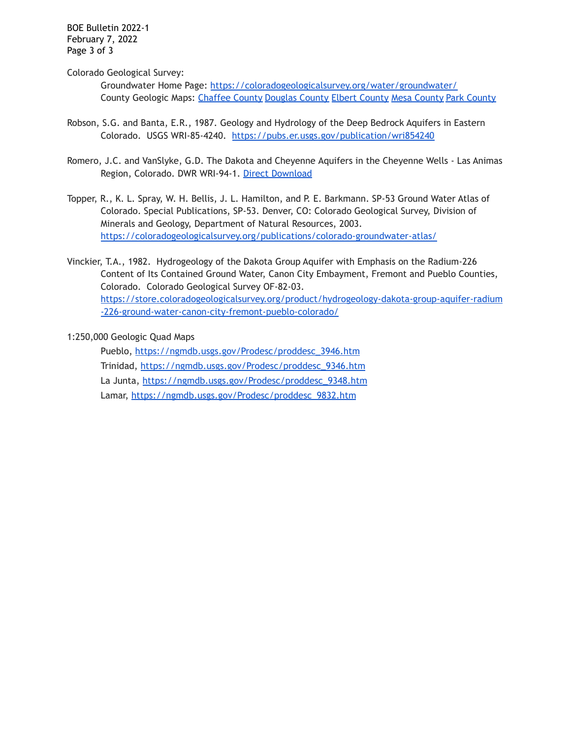Colorado Geological Survey:

Groundwater Home Page: https://coloradogeologicalsurvey.org/water/groundwater/
County Geologic Maps: Chaffee County Douglas County Elbert County Mesa County Park County

Robson, S.G. and Banta, E.R., 1987. Geology and Hydrology of the Deep Bedrock Aquifers in Eastern Colorado. USGS WRI-85-4240. https://pubs.er.usgs.gov/publication/wri854240

Romero, J.C. and VanSlyke, G.D. The Dakota and Cheyenne Aquifers in the Cheyenne Wells - Las Animas Region, Colorado. DWR WRI-94-1. Direct Download

Topper, R., K. L. Spray, W. H. Bellis, J. L. Hamilton, and P. E. Barkmann. SP-53 Ground Water Atlas of Colorado. Special Publications, SP-53. Denver, CO: Colorado Geological Survey, Division of Minerals and Geology, Department of Natural Resources, 2003. https://coloradogeologicalsurvey.org/publications/colorado-groundwater-atlas/

Vinckier, T.A., 1982. Hydrogeology of the Dakota Group Aquifer with Emphasis on the Radium-226 Content of Its Contained Ground Water, Canon City Embayment, Fremont and Pueblo Counties, Colorado. Colorado Geological Survey OF-82-03. https://store.coloradogeologicalsurvey.org/product/hydrogeology-dakota-group-aquifer-radium-226-ground-water-canon-city-fremont-pueblo-colorado/

1:250,000 Geologic Quad Maps

Pueblo, https://ngmdb.usgs.gov/Prodesc/proddesc_3946.htm

Trinidad, https://ngmdb.usgs.gov/Prodesc/proddesc_9346.htm

La Junta, https://ngmdb.usgs.gov/Prodesc/proddesc_9348.htm

Lamar, https://ngmdb.usgs.gov/Prodesc/proddesc_9832.htm